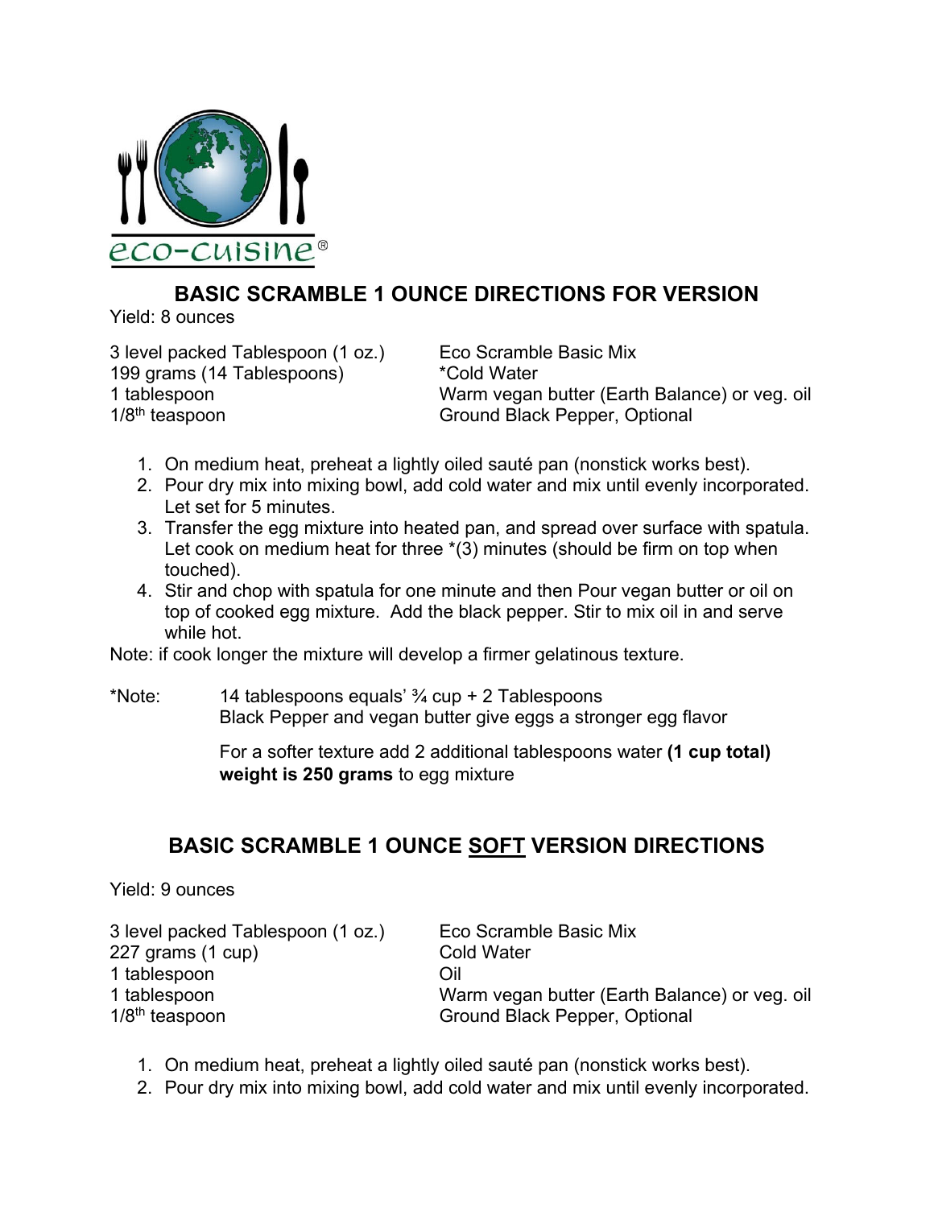eco-cuisine®

## BASIC SCRAMBLE 1 OUNCE DIRECTIONS FOR VERSION

Yield: 8 ounces

| | |
|---|---|
| 3 level packed Tablespoon (1 oz.) | Eco Scramble Basic Mix |
| 199 grams (14 Tablespoons) | *Cold Water |
| 1 tablespoon | Warm vegan butter (Earth Balance) or veg. oil |
| 1/8th teaspoon | Ground Black Pepper, Optional |

1. On medium heat, preheat a lightly oiled sauté pan (nonstick works best).
2. Pour dry mix into mixing bowl, add cold water and mix until evenly incorporated. Let set for 5 minutes.
3. Transfer the egg mixture into heated pan, and spread over surface with spatula. Let cook on medium heat for three *(3) minutes (should be firm on top when touched).
4. Stir and chop with spatula for one minute and then Pour vegan butter or oil on top of cooked egg mixture. Add the black pepper. Stir to mix oil in and serve while hot.

Note: if cook longer the mixture will develop a firmer gelatinous texture.

*Note: 14 tablespoons equals' ¾ cup + 2 Tablespoons
Black Pepper and vegan butter give eggs a stronger egg flavor

For a softer texture add 2 additional tablespoons water **(1 cup total) weight is 250 grams** to egg mixture

## BASIC SCRAMBLE 1 OUNCE SOFT VERSION DIRECTIONS

Yield: 9 ounces

| | |
|---|---|
| 3 level packed Tablespoon (1 oz.) | Eco Scramble Basic Mix |
| 227 grams (1 cup) | Cold Water |
| 1 tablespoon | Oil |
| 1 tablespoon | Warm vegan butter (Earth Balance) or veg. oil |
| 1/8th teaspoon | Ground Black Pepper, Optional |

1. On medium heat, preheat a lightly oiled sauté pan (nonstick works best).
2. Pour dry mix into mixing bowl, add cold water and mix until evenly incorporated.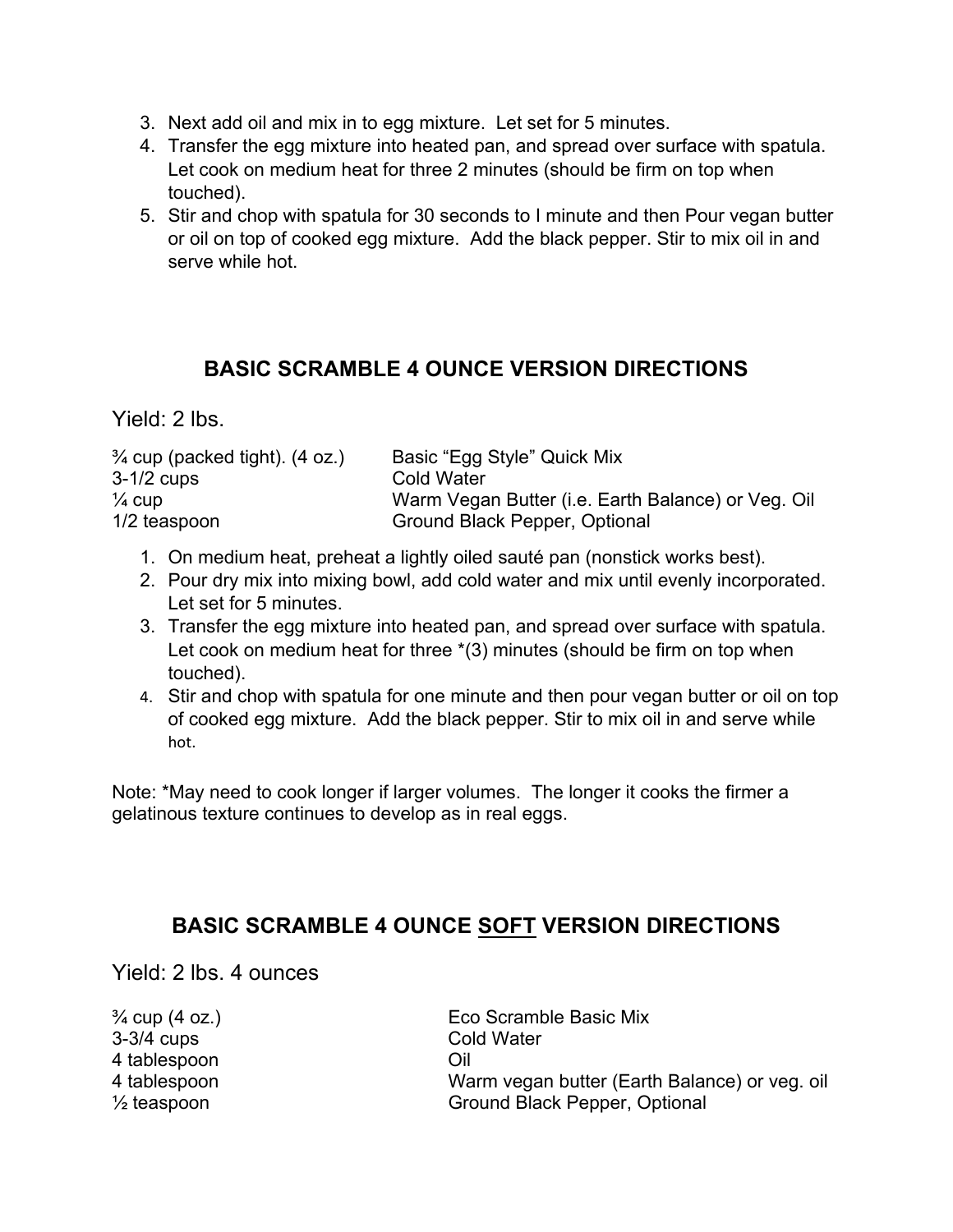3. Next add oil and mix in to egg mixture. Let set for 5 minutes.
4. Transfer the egg mixture into heated pan, and spread over surface with spatula. Let cook on medium heat for three 2 minutes (should be firm on top when touched).
5. Stir and chop with spatula for 30 seconds to I minute and then Pour vegan butter or oil on top of cooked egg mixture. Add the black pepper. Stir to mix oil in and serve while hot.

## BASIC SCRAMBLE 4 OUNCE VERSION DIRECTIONS

Yield: 2 lbs.

| | |
|---|---|
| ¾ cup (packed tight). (4 oz.) | Basic "Egg Style" Quick Mix |
| 3-1/2 cups | Cold Water |
| ¼ cup | Warm Vegan Butter (i.e. Earth Balance) or Veg. Oil |
| 1/2 teaspoon | Ground Black Pepper, Optional |

1. On medium heat, preheat a lightly oiled sauté pan (nonstick works best).
2. Pour dry mix into mixing bowl, add cold water and mix until evenly incorporated. Let set for 5 minutes.
3. Transfer the egg mixture into heated pan, and spread over surface with spatula. Let cook on medium heat for three *(3) minutes (should be firm on top when touched).
4. Stir and chop with spatula for one minute and then pour vegan butter or oil on top of cooked egg mixture. Add the black pepper. Stir to mix oil in and serve while hot.

Note: *May need to cook longer if larger volumes. The longer it cooks the firmer a gelatinous texture continues to develop as in real eggs.

## BASIC SCRAMBLE 4 OUNCE <u>SOFT</u> VERSION DIRECTIONS

Yield: 2 lbs. 4 ounces

| | |
|---|---|
| ¾ cup (4 oz.) | Eco Scramble Basic Mix |
| 3-3/4 cups | Cold Water |
| 4 tablespoon | Oil |
| 4 tablespoon | Warm vegan butter (Earth Balance) or veg. oil |
| ½ teaspoon | Ground Black Pepper, Optional |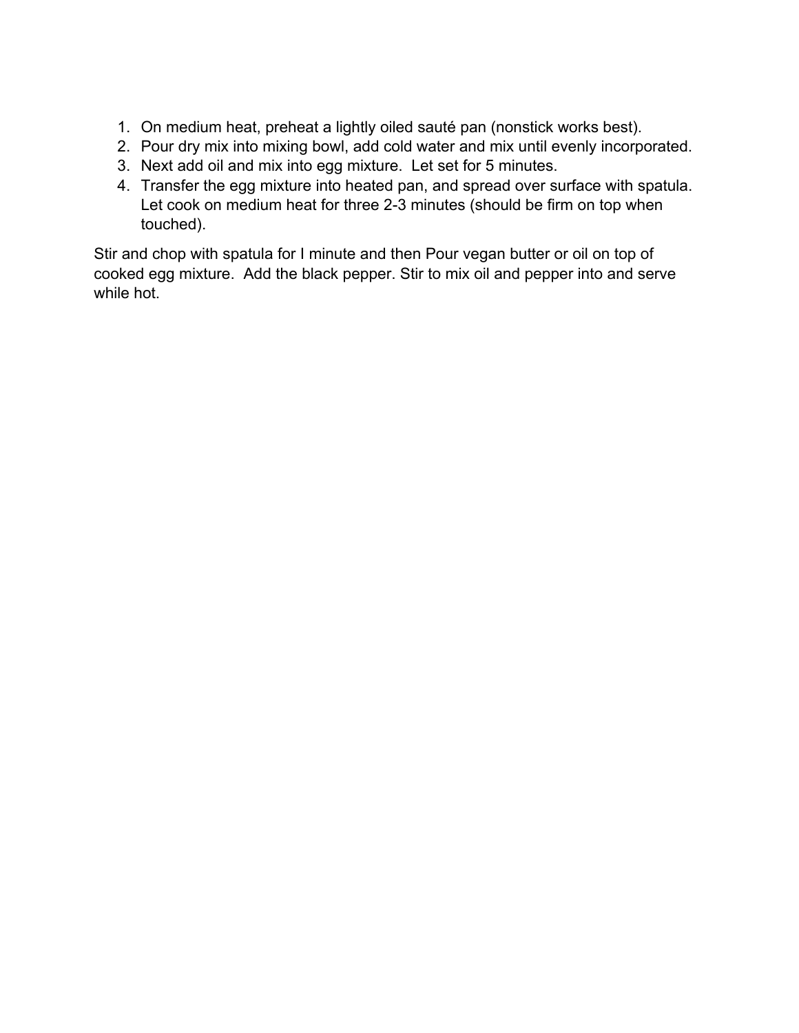1. On medium heat, preheat a lightly oiled sauté pan (nonstick works best).
2. Pour dry mix into mixing bowl, add cold water and mix until evenly incorporated.
3. Next add oil and mix into egg mixture.  Let set for 5 minutes.
4. Transfer the egg mixture into heated pan, and spread over surface with spatula. Let cook on medium heat for three 2-3 minutes (should be firm on top when touched).

Stir and chop with spatula for I minute and then Pour vegan butter or oil on top of cooked egg mixture.  Add the black pepper. Stir to mix oil and pepper into and serve while hot.